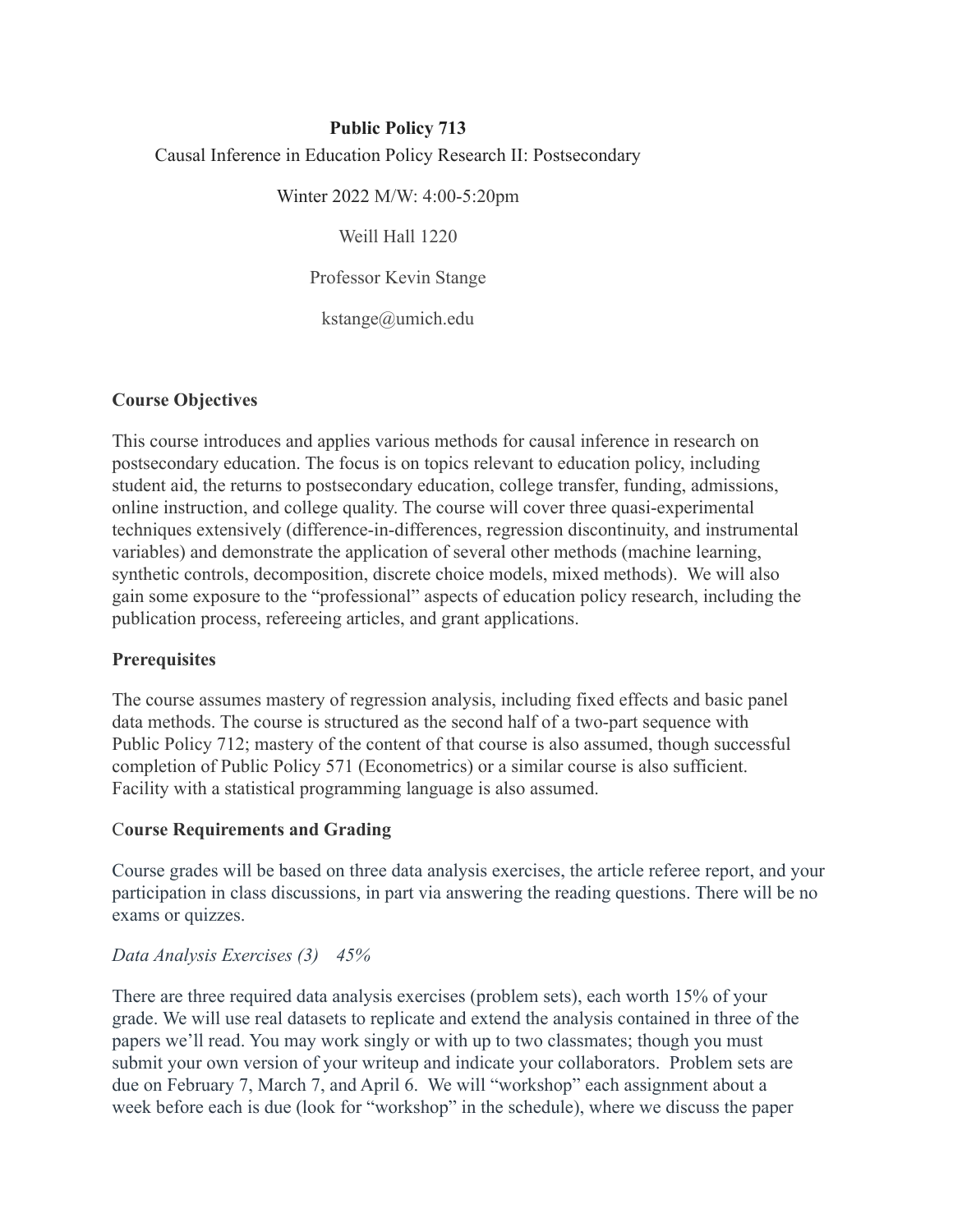# Public Policy 713

Causal Inference in Education Policy Research II: Postsecondary

Winter 2022 M/W: 4:00-5:20pm

Weill Hall 1220

Professor Kevin Stange

kstange@umich.edu

## Course Objectives

This course introduces and applies various methods for causal inference in research on postsecondary education. The focus is on topics relevant to education policy, including student aid, the returns to postsecondary education, college transfer, funding, admissions, online instruction, and college quality. The course will cover three quasi-experimental techniques extensively (difference-in-differences, regression discontinuity, and instrumental variables) and demonstrate the application of several other methods (machine learning, synthetic controls, decomposition, discrete choice models, mixed methods). We will also gain some exposure to the "professional" aspects of education policy research, including the publication process, refereeing articles, and grant applications.

## Prerequisites

The course assumes mastery of regression analysis, including fixed effects and basic panel data methods. The course is structured as the second half of a two-part sequence with Public Policy 712; mastery of the content of that course is also assumed, though successful completion of Public Policy 571 (Econometrics) or a similar course is also sufficient. Facility with a statistical programming language is also assumed.

## Course Requirements and Grading

Course grades will be based on three data analysis exercises, the article referee report, and your participation in class discussions, in part via answering the reading questions. There will be no exams or quizzes.

*Data Analysis Exercises (3) 45%*

There are three required data analysis exercises (problem sets), each worth 15% of your grade. We will use real datasets to replicate and extend the analysis contained in three of the papers we'll read. You may work singly or with up to two classmates; though you must submit your own version of your writeup and indicate your collaborators. Problem sets are due on February 7, March 7, and April 6. We will "workshop" each assignment about a week before each is due (look for "workshop" in the schedule), where we discuss the paper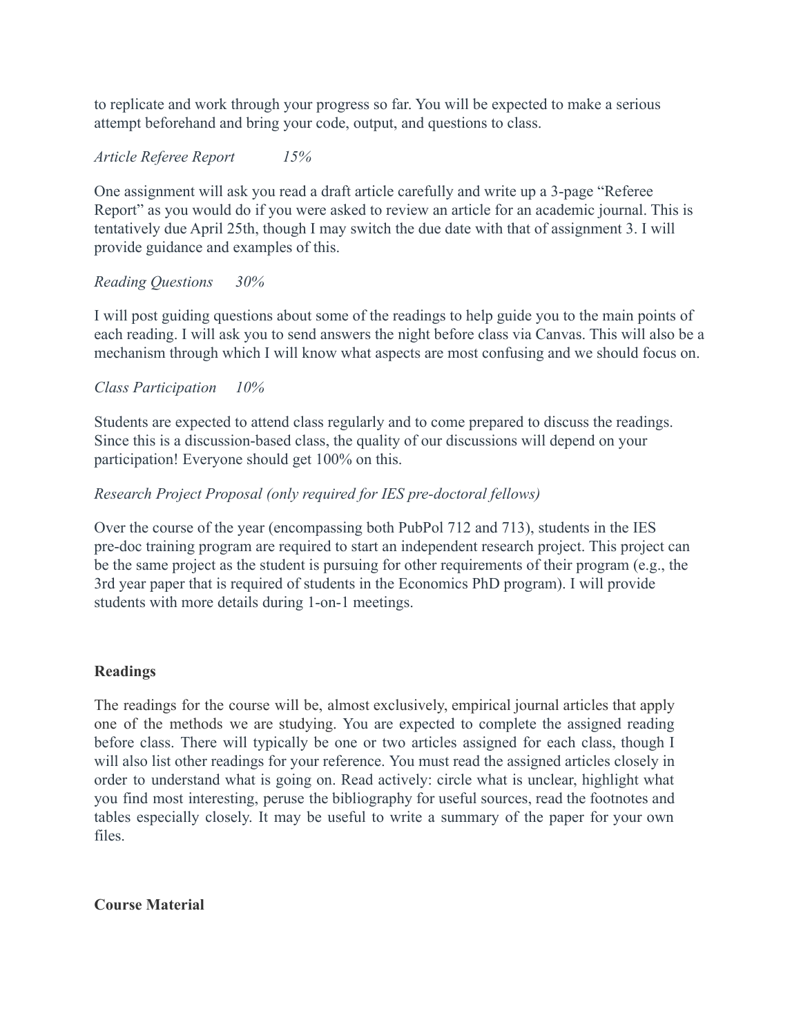to replicate and work through your progress so far. You will be expected to make a serious attempt beforehand and bring your code, output, and questions to class.

*Article Referee Report 15%*

One assignment will ask you read a draft article carefully and write up a 3-page "Referee Report" as you would do if you were asked to review an article for an academic journal. This is tentatively due April 25th, though I may switch the due date with that of assignment 3. I will provide guidance and examples of this.

*Reading Questions 30%*

I will post guiding questions about some of the readings to help guide you to the main points of each reading. I will ask you to send answers the night before class via Canvas. This will also be a mechanism through which I will know what aspects are most confusing and we should focus on.

*Class Participation 10%*

Students are expected to attend class regularly and to come prepared to discuss the readings. Since this is a discussion-based class, the quality of our discussions will depend on your participation! Everyone should get 100% on this.

*Research Project Proposal (only required for IES pre-doctoral fellows)*

Over the course of the year (encompassing both PubPol 712 and 713), students in the IES pre-doc training program are required to start an independent research project. This project can be the same project as the student is pursuing for other requirements of their program (e.g., the 3rd year paper that is required of students in the Economics PhD program). I will provide students with more details during 1-on-1 meetings.

**Readings**

The readings for the course will be, almost exclusively, empirical journal articles that apply one of the methods we are studying. You are expected to complete the assigned reading before class. There will typically be one or two articles assigned for each class, though I will also list other readings for your reference. You must read the assigned articles closely in order to understand what is going on. Read actively: circle what is unclear, highlight what you find most interesting, peruse the bibliography for useful sources, read the footnotes and tables especially closely. It may be useful to write a summary of the paper for your own files.

**Course Material**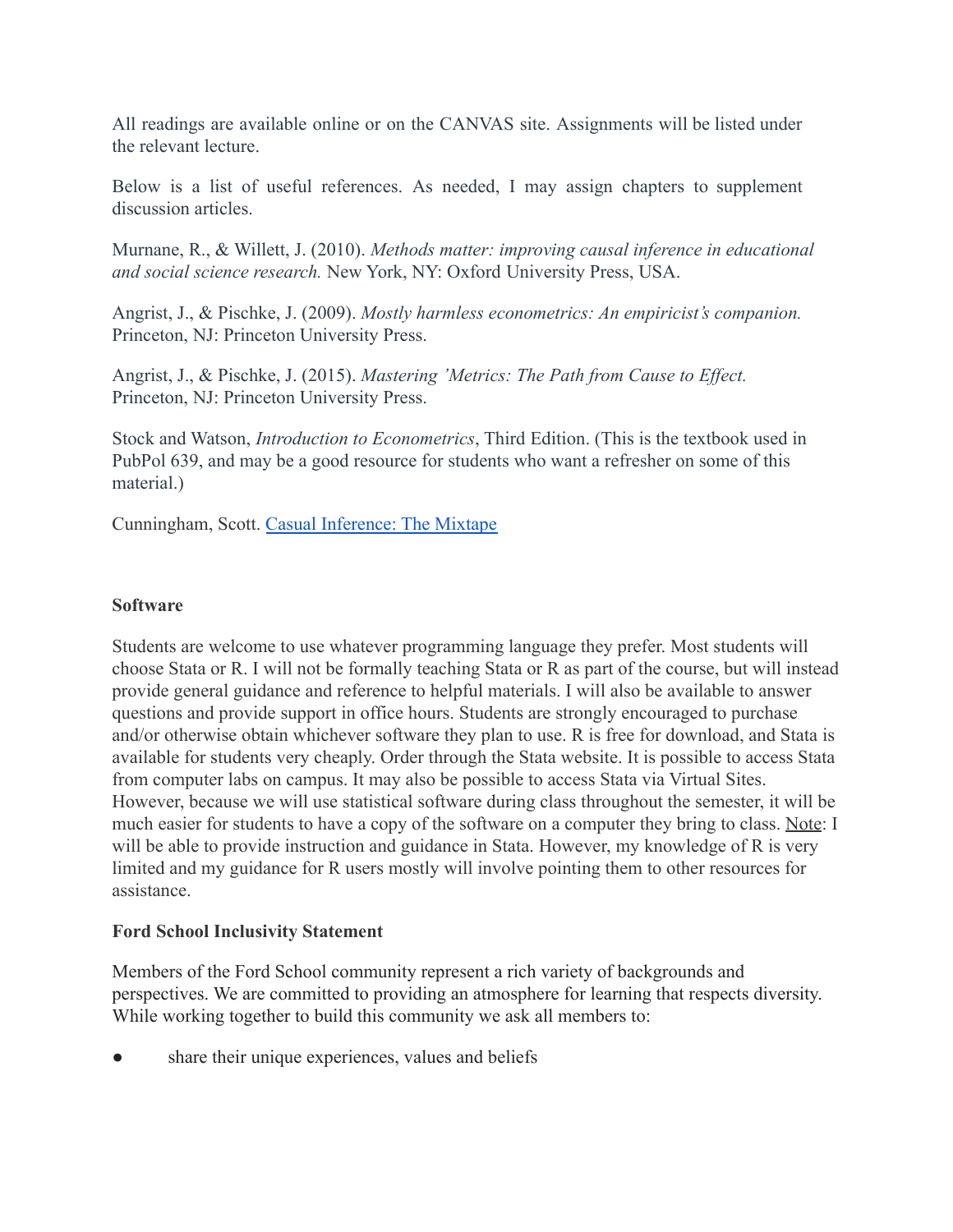All readings are available online or on the CANVAS site. Assignments will be listed under the relevant lecture.

Below is a list of useful references. As needed, I may assign chapters to supplement discussion articles.

Murnane, R., & Willett, J. (2010). *Methods matter: improving causal inference in educational and social science research.* New York, NY: Oxford University Press, USA.

Angrist, J., & Pischke, J. (2009). *Mostly harmless econometrics: An empiricist's companion.* Princeton, NJ: Princeton University Press.

Angrist, J., & Pischke, J. (2015). *Mastering 'Metrics: The Path from Cause to Effect.* Princeton, NJ: Princeton University Press.

Stock and Watson, *Introduction to Econometrics*, Third Edition. (This is the textbook used in PubPol 639, and may be a good resource for students who want a refresher on some of this material.)

Cunningham, Scott. [Casual Inference: The Mixtape]

**Software**

Students are welcome to use whatever programming language they prefer. Most students will choose Stata or R. I will not be formally teaching Stata or R as part of the course, but will instead provide general guidance and reference to helpful materials. I will also be available to answer questions and provide support in office hours. Students are strongly encouraged to purchase and/or otherwise obtain whichever software they plan to use. R is free for download, and Stata is available for students very cheaply. Order through the Stata website. It is possible to access Stata from computer labs on campus. It may also be possible to access Stata via Virtual Sites. However, because we will use statistical software during class throughout the semester, it will be much easier for students to have a copy of the software on a computer they bring to class. Note: I will be able to provide instruction and guidance in Stata. However, my knowledge of R is very limited and my guidance for R users mostly will involve pointing them to other resources for assistance.

**Ford School Inclusivity Statement**

Members of the Ford School community represent a rich variety of backgrounds and perspectives. We are committed to providing an atmosphere for learning that respects diversity. While working together to build this community we ask all members to:

- share their unique experiences, values and beliefs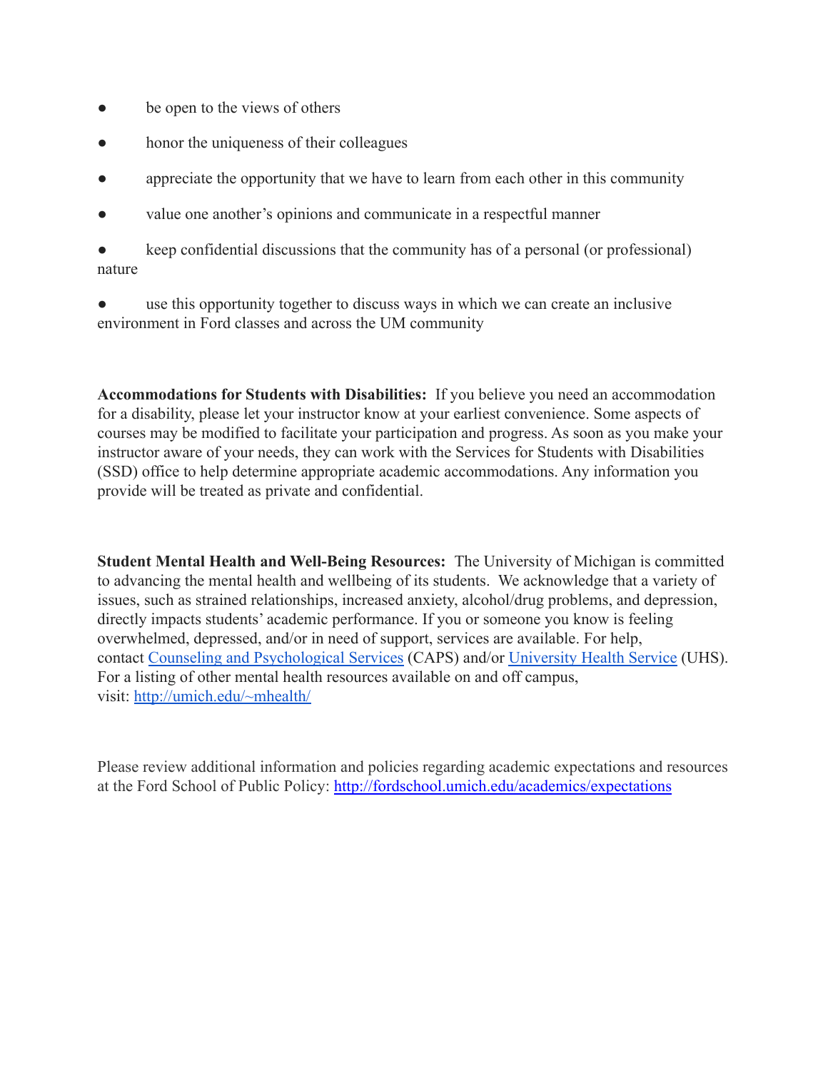- be open to the views of others
- honor the uniqueness of their colleagues
- appreciate the opportunity that we have to learn from each other in this community
- value one another's opinions and communicate in a respectful manner
- keep confidential discussions that the community has of a personal (or professional) nature
- use this opportunity together to discuss ways in which we can create an inclusive environment in Ford classes and across the UM community

**Accommodations for Students with Disabilities:** If you believe you need an accommodation for a disability, please let your instructor know at your earliest convenience. Some aspects of courses may be modified to facilitate your participation and progress. As soon as you make your instructor aware of your needs, they can work with the Services for Students with Disabilities (SSD) office to help determine appropriate academic accommodations. Any information you provide will be treated as private and confidential.

**Student Mental Health and Well-Being Resources:** The University of Michigan is committed to advancing the mental health and wellbeing of its students. We acknowledge that a variety of issues, such as strained relationships, increased anxiety, alcohol/drug problems, and depression, directly impacts students' academic performance. If you or someone you know is feeling overwhelmed, depressed, and/or in need of support, services are available. For help, contact [Counseling and Psychological Services](#) (CAPS) and/or [University Health Service](#) (UHS). For a listing of other mental health resources available on and off campus, visit: [http://umich.edu/~mhealth/](http://umich.edu/~mhealth/)

Please review additional information and policies regarding academic expectations and resources at the Ford School of Public Policy: [http://fordschool.umich.edu/academics/expectations](http://fordschool.umich.edu/academics/expectations)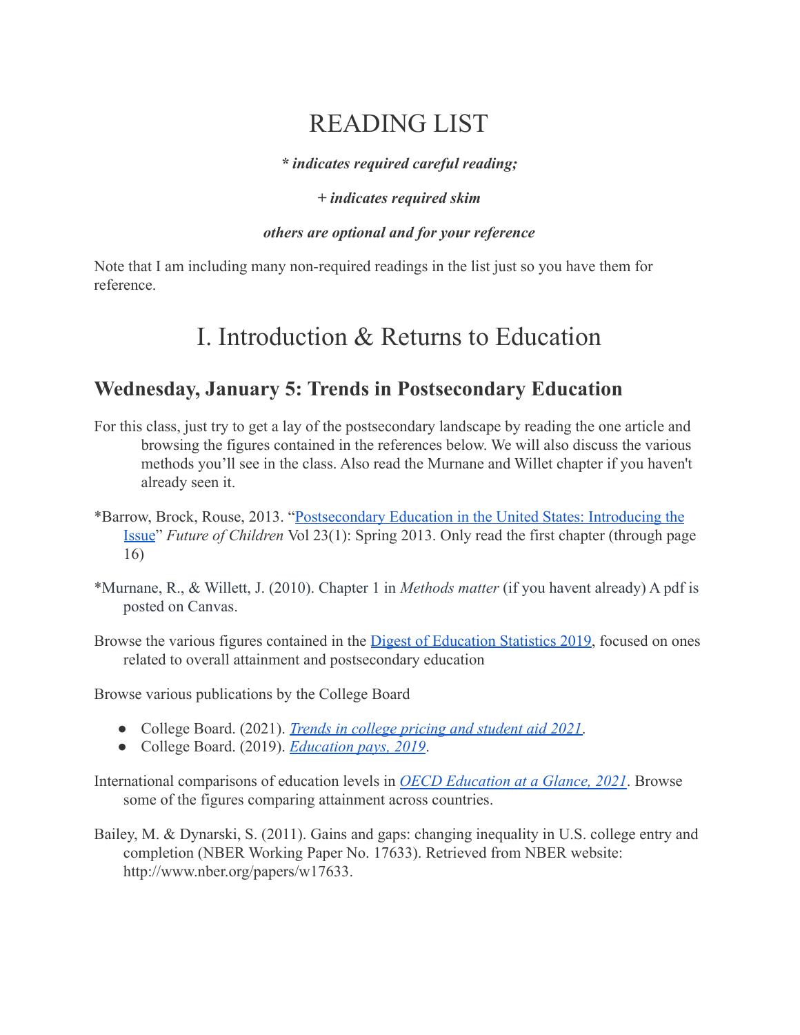# READING LIST

***\* indicates required careful reading;***

***+ indicates required skim***

***others are optional and for your reference***

Note that I am including many non-required readings in the list just so you have them for reference.

# I. Introduction & Returns to Education

## Wednesday, January 5: Trends in Postsecondary Education

For this class, just try to get a lay of the postsecondary landscape by reading the one article and browsing the figures contained in the references below. We will also discuss the various methods you'll see in the class. Also read the Murnane and Willet chapter if you haven't already seen it.

*Barrow, Brock, Rouse, 2013. "Postsecondary Education in the United States: Introducing the Issue" *Future of Children* Vol 23(1): Spring 2013. Only read the first chapter (through page 16)

*Murnane, R., & Willett, J. (2010). Chapter 1 in *Methods matter* (if you havent already) A pdf is posted on Canvas.

Browse the various figures contained in the Digest of Education Statistics 2019, focused on ones related to overall attainment and postsecondary education

Browse various publications by the College Board

- College Board. (2021). *Trends in college pricing and student aid 2021*.
- College Board. (2019). *Education pays, 2019*.

International comparisons of education levels in *OECD Education at a Glance, 2021*. Browse some of the figures comparing attainment across countries.

Bailey, M. & Dynarski, S. (2011). Gains and gaps: changing inequality in U.S. college entry and completion (NBER Working Paper No. 17633). Retrieved from NBER website: http://www.nber.org/papers/w17633.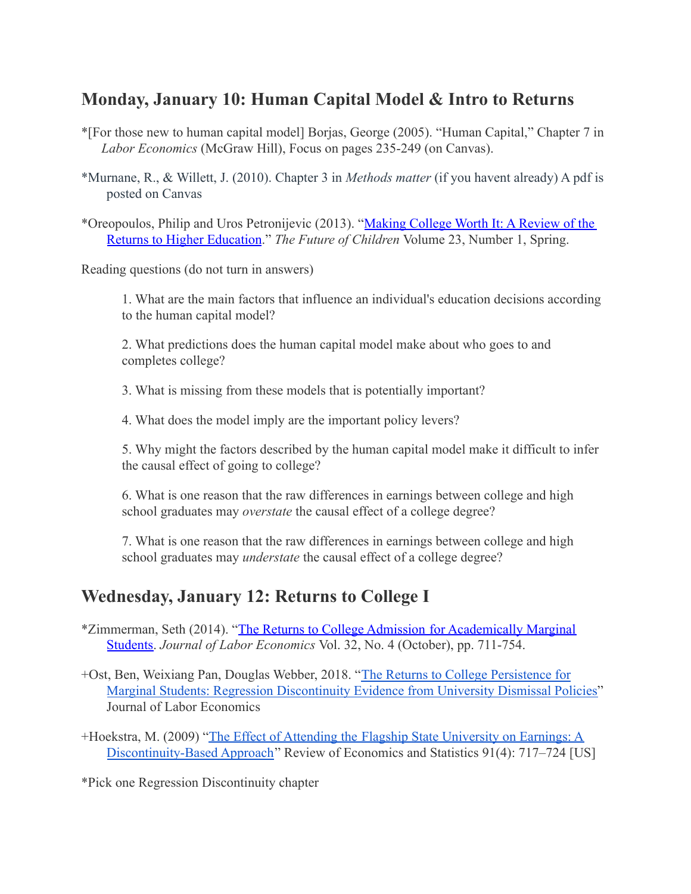## Monday, January 10: Human Capital Model & Intro to Returns

*[For those new to human capital model] Borjas, George (2005). "Human Capital," Chapter 7 in *Labor Economics* (McGraw Hill), Focus on pages 235-249 (on Canvas).

*Murnane, R., & Willett, J. (2010). Chapter 3 in *Methods matter* (if you havent already) A pdf is posted on Canvas

*Oreopoulos, Philip and Uros Petronijevic (2013). "Making College Worth It: A Review of the Returns to Higher Education." *The Future of Children* Volume 23, Number 1, Spring.

Reading questions (do not turn in answers)

1. What are the main factors that influence an individual's education decisions according to the human capital model?

2. What predictions does the human capital model make about who goes to and completes college?

3. What is missing from these models that is potentially important?

4. What does the model imply are the important policy levers?

5. Why might the factors described by the human capital model make it difficult to infer the causal effect of going to college?

6. What is one reason that the raw differences in earnings between college and high school graduates may *overstate* the causal effect of a college degree?

7. What is one reason that the raw differences in earnings between college and high school graduates may *understate* the causal effect of a college degree?

## Wednesday, January 12: Returns to College I

*Zimmerman, Seth (2014). "The Returns to College Admission for Academically Marginal Students. *Journal of Labor Economics* Vol. 32, No. 4 (October), pp. 711-754.

+Ost, Ben, Weixiang Pan, Douglas Webber, 2018. "The Returns to College Persistence for Marginal Students: Regression Discontinuity Evidence from University Dismissal Policies" Journal of Labor Economics

+Hoekstra, M. (2009) "The Effect of Attending the Flagship State University on Earnings: A Discontinuity-Based Approach" Review of Economics and Statistics 91(4): 717–724 [US]

*Pick one Regression Discontinuity chapter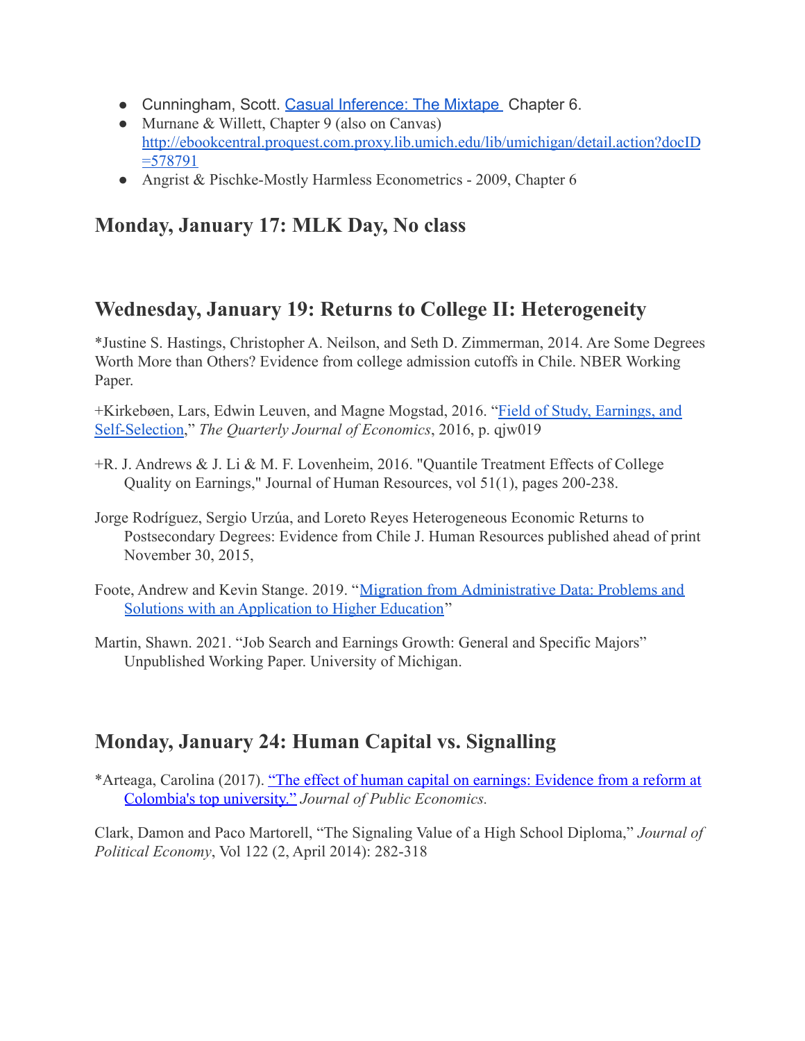- Cunningham, Scott. [Casual Inference: The Mixtape](#) Chapter 6.
- Murnane & Willett, Chapter 9 (also on Canvas) [http://ebookcentral.proquest.com.proxy.lib.umich.edu/lib/umichigan/detail.action?docID=578791](http://ebookcentral.proquest.com.proxy.lib.umich.edu/lib/umichigan/detail.action?docID=578791)
- Angrist & Pischke-Mostly Harmless Econometrics - 2009, Chapter 6

## Monday, January 17: MLK Day, No class

## Wednesday, January 19: Returns to College II: Heterogeneity

*Justine S. Hastings, Christopher A. Neilson, and Seth D. Zimmerman, 2014. Are Some Degrees Worth More than Others? Evidence from college admission cutoffs in Chile. NBER Working Paper.

+Kirkebøen, Lars, Edwin Leuven, and Magne Mogstad, 2016. "[Field of Study, Earnings, and Self-Selection](#)," *The Quarterly Journal of Economics*, 2016, p. qjw019

+R. J. Andrews & J. Li & M. F. Lovenheim, 2016. "Quantile Treatment Effects of College Quality on Earnings," Journal of Human Resources, vol 51(1), pages 200-238.

Jorge Rodríguez, Sergio Urzúa, and Loreto Reyes Heterogeneous Economic Returns to Postsecondary Degrees: Evidence from Chile J. Human Resources published ahead of print November 30, 2015,

Foote, Andrew and Kevin Stange. 2019. "[Migration from Administrative Data: Problems and Solutions with an Application to Higher Education](#)"

Martin, Shawn. 2021. "Job Search and Earnings Growth: General and Specific Majors" Unpublished Working Paper. University of Michigan.

## Monday, January 24: Human Capital vs. Signalling

*Arteaga, Carolina (2017). ["The effect of human capital on earnings: Evidence from a reform at Colombia's top university."](#) *Journal of Public Economics.*

Clark, Damon and Paco Martorell, "The Signaling Value of a High School Diploma," *Journal of Political Economy*, Vol 122 (2, April 2014): 282-318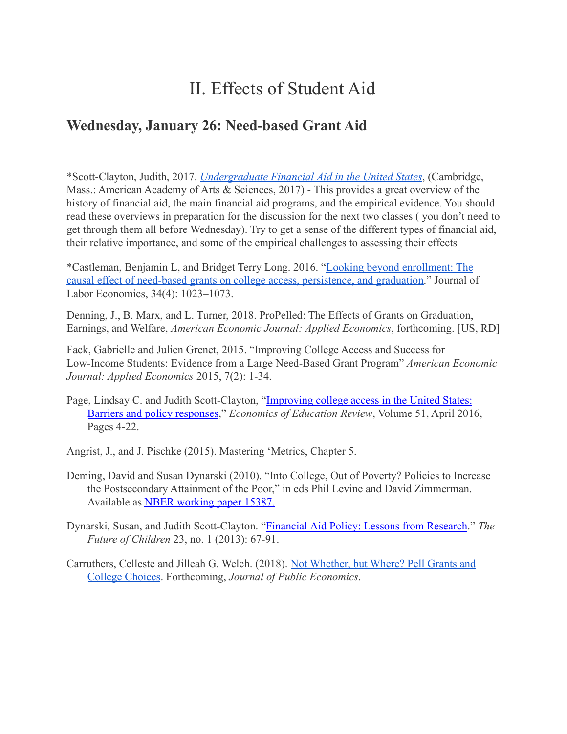# II. Effects of Student Aid

## Wednesday, January 26: Need-based Grant Aid

*Scott-Clayton, Judith, 2017. *[Undergraduate Financial Aid in the United States](#)*, (Cambridge, Mass.: American Academy of Arts & Sciences, 2017) - This provides a great overview of the history of financial aid, the main financial aid programs, and the empirical evidence. You should read these overviews in preparation for the discussion for the next two classes ( you don't need to get through them all before Wednesday). Try to get a sense of the different types of financial aid, their relative importance, and some of the empirical challenges to assessing their effects

*Castleman, Benjamin L, and Bridget Terry Long. 2016. "[Looking beyond enrollment: The causal effect of need-based grants on college access, persistence, and graduation](#)." Journal of Labor Economics, 34(4): 1023–1073.

Denning, J., B. Marx, and L. Turner, 2018. ProPelled: The Effects of Grants on Graduation, Earnings, and Welfare, *American Economic Journal: Applied Economics*, forthcoming. [US, RD]

Fack, Gabrielle and Julien Grenet, 2015. "Improving College Access and Success for Low-Income Students: Evidence from a Large Need-Based Grant Program" *American Economic Journal: Applied Economics* 2015, 7(2): 1-34.

Page, Lindsay C. and Judith Scott-Clayton, "[Improving college access in the United States: Barriers and policy responses](#)," *Economics of Education Review*, Volume 51, April 2016, Pages 4-22.

Angrist, J., and J. Pischke (2015). Mastering 'Metrics, Chapter 5.

Deming, David and Susan Dynarski (2010). "Into College, Out of Poverty? Policies to Increase the Postsecondary Attainment of the Poor," in eds Phil Levine and David Zimmerman. Available as [NBER working paper 15387.](#)

Dynarski, Susan, and Judith Scott-Clayton. "[Financial Aid Policy: Lessons from Research](#)." *The Future of Children* 23, no. 1 (2013): 67-91.

Carruthers, Celleste and Jilleah G. Welch. (2018). [Not Whether, but Where? Pell Grants and College Choices](#). Forthcoming, *Journal of Public Economics*.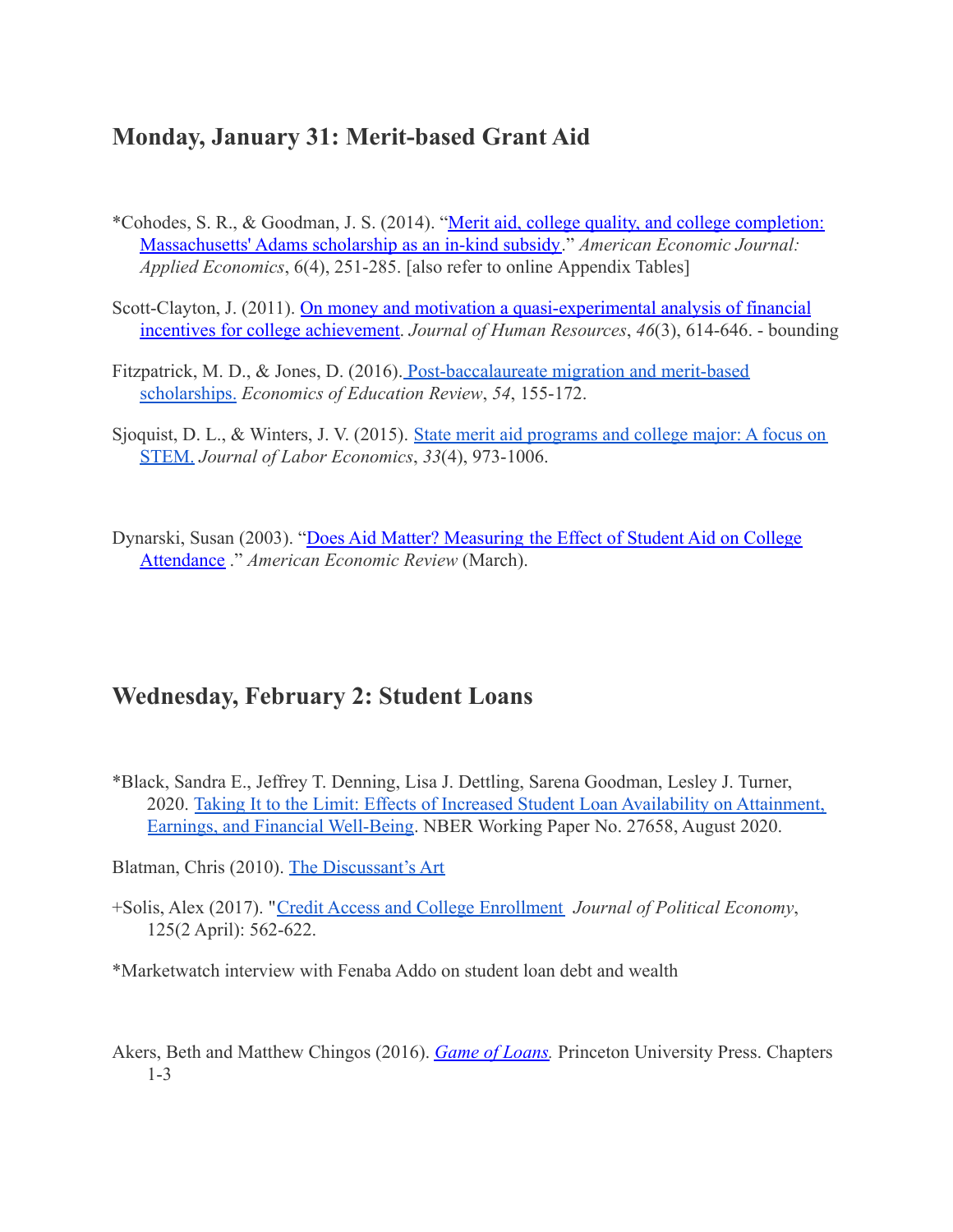## Monday, January 31: Merit-based Grant Aid

*Cohodes, S. R., & Goodman, J. S. (2014). "Merit aid, college quality, and college completion: Massachusetts' Adams scholarship as an in-kind subsidy." *American Economic Journal: Applied Economics*, 6(4), 251-285. [also refer to online Appendix Tables]

Scott-Clayton, J. (2011). On money and motivation a quasi-experimental analysis of financial incentives for college achievement. *Journal of Human Resources*, *46*(3), 614-646. - bounding

Fitzpatrick, M. D., & Jones, D. (2016). Post-baccalaureate migration and merit-based scholarships. *Economics of Education Review*, *54*, 155-172.

Sjoquist, D. L., & Winters, J. V. (2015). State merit aid programs and college major: A focus on STEM. *Journal of Labor Economics*, *33*(4), 973-1006.

Dynarski, Susan (2003). "Does Aid Matter? Measuring the Effect of Student Aid on College Attendance ." *American Economic Review* (March).

## Wednesday, February 2: Student Loans

*Black, Sandra E., Jeffrey T. Denning, Lisa J. Dettling, Sarena Goodman, Lesley J. Turner, 2020. Taking It to the Limit: Effects of Increased Student Loan Availability on Attainment, Earnings, and Financial Well-Being. NBER Working Paper No. 27658, August 2020.

Blatman, Chris (2010). The Discussant's Art

+Solis, Alex (2017). "Credit Access and College Enrollment *Journal of Political Economy*, 125(2 April): 562-622.

*Marketwatch interview with Fenaba Addo on student loan debt and wealth

Akers, Beth and Matthew Chingos (2016). *Game of Loans.* Princeton University Press. Chapters 1-3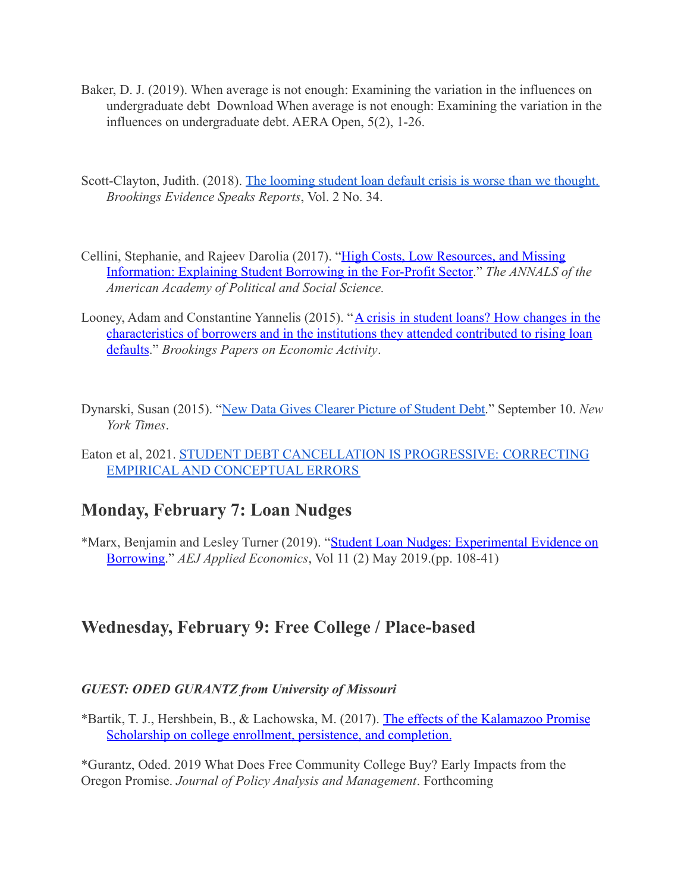Baker, D. J. (2019). When average is not enough: Examining the variation in the influences on undergraduate debt  Download When average is not enough: Examining the variation in the influences on undergraduate debt. AERA Open, 5(2), 1-26.

Scott-Clayton, Judith. (2018). The looming student loan default crisis is worse than we thought. *Brookings Evidence Speaks Reports*, Vol. 2 No. 34.

Cellini, Stephanie, and Rajeev Darolia (2017). "High Costs, Low Resources, and Missing Information: Explaining Student Borrowing in the For-Profit Sector." *The ANNALS of the American Academy of Political and Social Science.*

Looney, Adam and Constantine Yannelis (2015). "A crisis in student loans? How changes in the characteristics of borrowers and in the institutions they attended contributed to rising loan defaults." *Brookings Papers on Economic Activity*.

Dynarski, Susan (2015). "New Data Gives Clearer Picture of Student Debt." September 10. *New York Times*.

Eaton et al, 2021. STUDENT DEBT CANCELLATION IS PROGRESSIVE: CORRECTING EMPIRICAL AND CONCEPTUAL ERRORS

## Monday, February 7: Loan Nudges

*Marx, Benjamin and Lesley Turner (2019). "Student Loan Nudges: Experimental Evidence on Borrowing." *AEJ Applied Economics*, Vol 11 (2) May 2019.(pp. 108-41)

## Wednesday, February 9: Free College / Place-based

***GUEST: ODED GURANTZ from University of Missouri***

*Bartik, T. J., Hershbein, B., & Lachowska, M. (2017). The effects of the Kalamazoo Promise Scholarship on college enrollment, persistence, and completion.

*Gurantz, Oded. 2019 What Does Free Community College Buy? Early Impacts from the Oregon Promise. *Journal of Policy Analysis and Management*. Forthcoming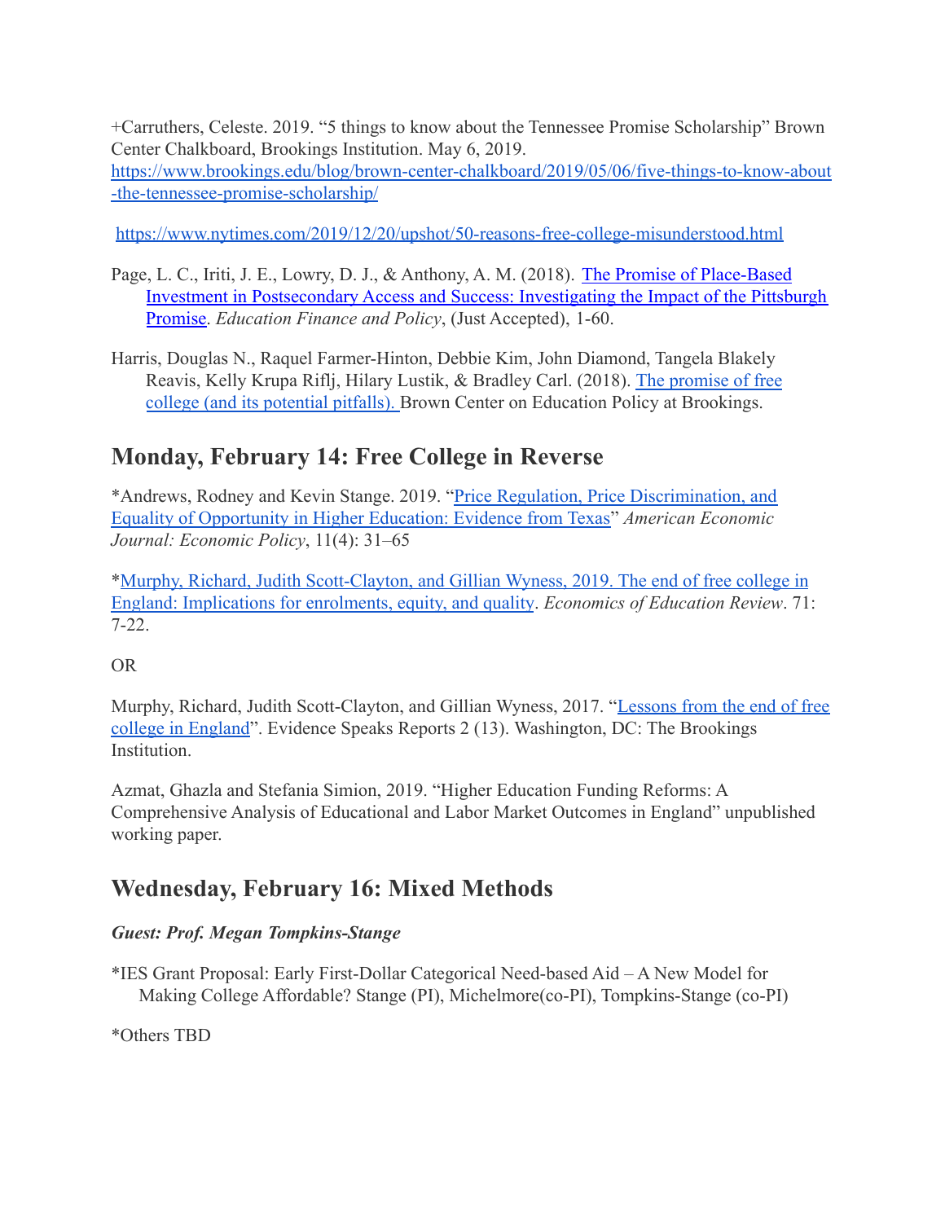+Carruthers, Celeste. 2019. "5 things to know about the Tennessee Promise Scholarship" Brown Center Chalkboard, Brookings Institution. May 6, 2019. [https://www.brookings.edu/blog/brown-center-chalkboard/2019/05/06/five-things-to-know-about-the-tennessee-promise-scholarship/](https://www.brookings.edu/blog/brown-center-chalkboard/2019/05/06/five-things-to-know-about-the-tennessee-promise-scholarship/)

[https://www.nytimes.com/2019/12/20/upshot/50-reasons-free-college-misunderstood.html](https://www.nytimes.com/2019/12/20/upshot/50-reasons-free-college-misunderstood.html)

Page, L. C., Iriti, J. E., Lowry, D. J., & Anthony, A. M. (2018). The Promise of Place-Based Investment in Postsecondary Access and Success: Investigating the Impact of the Pittsburgh Promise. *Education Finance and Policy*, (Just Accepted), 1-60.

Harris, Douglas N., Raquel Farmer-Hinton, Debbie Kim, John Diamond, Tangela Blakely Reavis, Kelly Krupa Riflj, Hilary Lustik, & Bradley Carl. (2018). The promise of free college (and its potential pitfalls). Brown Center on Education Policy at Brookings.

## Monday, February 14: Free College in Reverse

*Andrews, Rodney and Kevin Stange. 2019. "Price Regulation, Price Discrimination, and Equality of Opportunity in Higher Education: Evidence from Texas" *American Economic Journal: Economic Policy*, 11(4): 31–65

*Murphy, Richard, Judith Scott-Clayton, and Gillian Wyness, 2019. The end of free college in England: Implications for enrolments, equity, and quality. *Economics of Education Review*. 71: 7-22.

OR

Murphy, Richard, Judith Scott-Clayton, and Gillian Wyness, 2017. "Lessons from the end of free college in England". Evidence Speaks Reports 2 (13). Washington, DC: The Brookings Institution.

Azmat, Ghazla and Stefania Simion, 2019. "Higher Education Funding Reforms: A Comprehensive Analysis of Educational and Labor Market Outcomes in England" unpublished working paper.

## Wednesday, February 16: Mixed Methods

***Guest: Prof. Megan Tompkins-Stange***

*IES Grant Proposal: Early First-Dollar Categorical Need-based Aid – A New Model for Making College Affordable? Stange (PI), Michelmore(co-PI), Tompkins-Stange (co-PI)

*Others TBD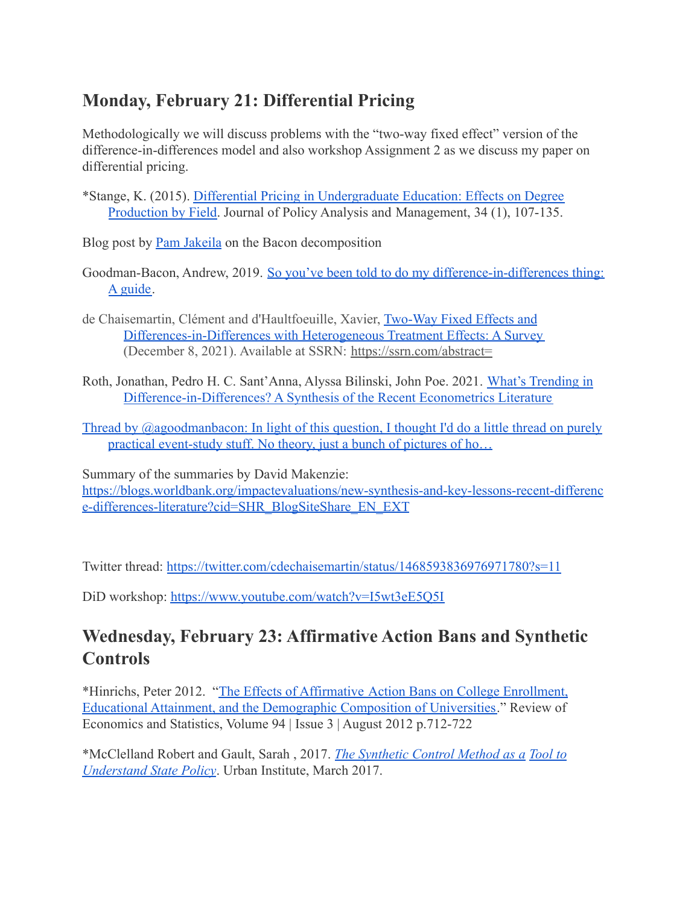## Monday, February 21: Differential Pricing

Methodologically we will discuss problems with the "two-way fixed effect" version of the difference-in-differences model and also workshop Assignment 2 as we discuss my paper on differential pricing.

*Stange, K. (2015). Differential Pricing in Undergraduate Education: Effects on Degree Production by Field. Journal of Policy Analysis and Management, 34 (1), 107-135.

Blog post by Pam Jakeila on the Bacon decomposition

Goodman-Bacon, Andrew, 2019. So you've been told to do my difference-in-differences thing: A guide.

de Chaisemartin, Clément and d'Haultfoeuille, Xavier, Two-Way Fixed Effects and Differences-in-Differences with Heterogeneous Treatment Effects: A Survey (December 8, 2021). Available at SSRN: https://ssrn.com/abstract=

Roth, Jonathan, Pedro H. C. Sant'Anna, Alyssa Bilinski, John Poe. 2021. What's Trending in Difference-in-Differences? A Synthesis of the Recent Econometrics Literature

Thread by @agoodmanbacon: In light of this question, I thought I'd do a little thread on purely practical event-study stuff. No theory, just a bunch of pictures of ho…

Summary of the summaries by David Makenzie:
https://blogs.worldbank.org/impactevaluations/new-synthesis-and-key-lessons-recent-difference-differences-literature?cid=SHR_BlogSiteShare_EN_EXT

Twitter thread: https://twitter.com/cdechaisemartin/status/1468593836976971780?s=11

DiD workshop: https://www.youtube.com/watch?v=I5wt3eE5Q5I

## Wednesday, February 23: Affirmative Action Bans and Synthetic Controls

*Hinrichs, Peter 2012. "The Effects of Affirmative Action Bans on College Enrollment, Educational Attainment, and the Demographic Composition of Universities." Review of Economics and Statistics, Volume 94 | Issue 3 | August 2012 p.712-722

*McClelland Robert and Gault, Sarah , 2017. *The Synthetic Control Method as a Tool to Understand State Policy*. Urban Institute, March 2017.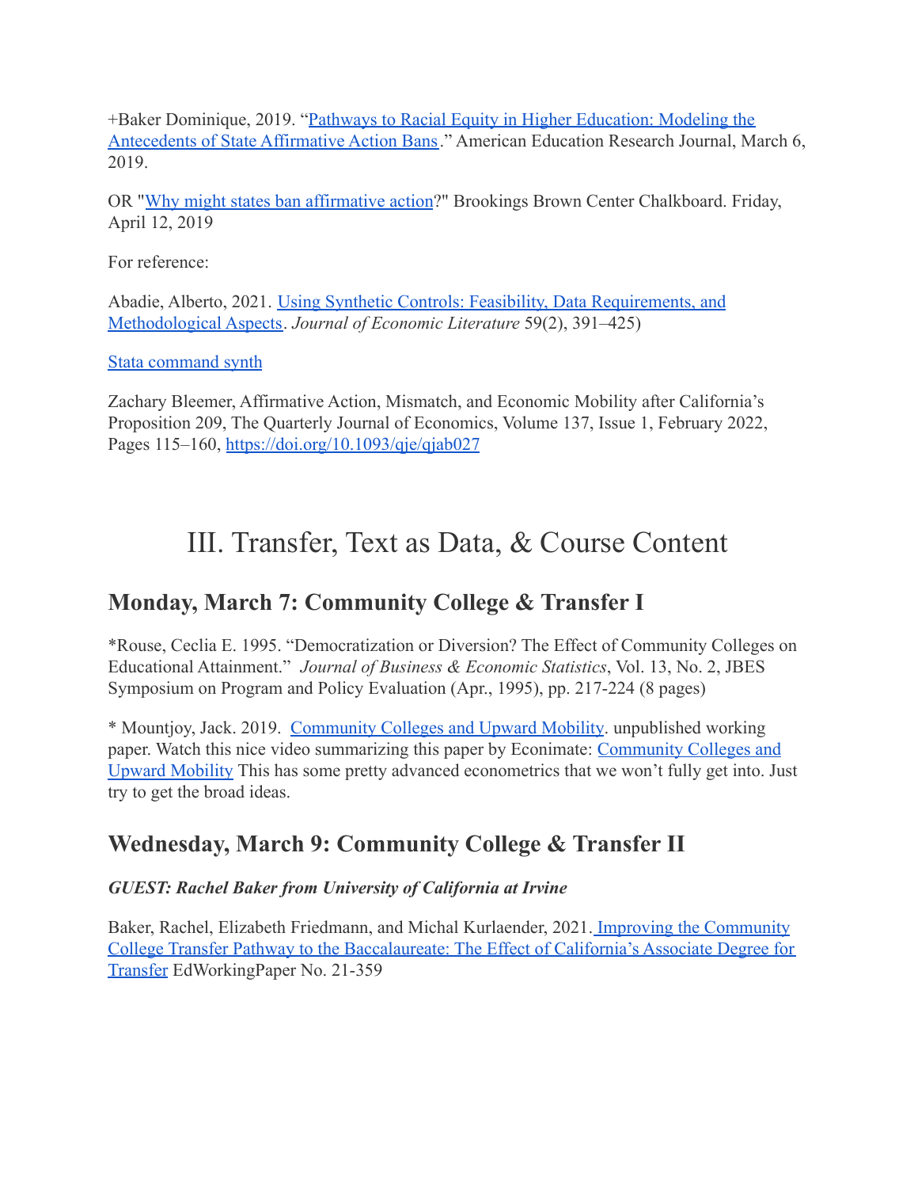+Baker Dominique, 2019. "Pathways to Racial Equity in Higher Education: Modeling the Antecedents of State Affirmative Action Bans." American Education Research Journal, March 6, 2019.

OR "Why might states ban affirmative action?" Brookings Brown Center Chalkboard. Friday, April 12, 2019

For reference:

Abadie, Alberto, 2021. Using Synthetic Controls: Feasibility, Data Requirements, and Methodological Aspects. *Journal of Economic Literature* 59(2), 391–425)

Stata command synth

Zachary Bleemer, Affirmative Action, Mismatch, and Economic Mobility after California's Proposition 209, The Quarterly Journal of Economics, Volume 137, Issue 1, February 2022, Pages 115–160, https://doi.org/10.1093/qje/qjab027

# III. Transfer, Text as Data, & Course Content

## Monday, March 7: Community College & Transfer I

*Rouse, Ceclia E. 1995. "Democratization or Diversion? The Effect of Community Colleges on Educational Attainment." *Journal of Business & Economic Statistics*, Vol. 13, No. 2, JBES Symposium on Program and Policy Evaluation (Apr., 1995), pp. 217-224 (8 pages)

* Mountjoy, Jack. 2019. Community Colleges and Upward Mobility. unpublished working paper. Watch this nice video summarizing this paper by Econimate: Community Colleges and Upward Mobility This has some pretty advanced econometrics that we won't fully get into. Just try to get the broad ideas.

## Wednesday, March 9: Community College & Transfer II

***GUEST: Rachel Baker from University of California at Irvine***

Baker, Rachel, Elizabeth Friedmann, and Michal Kurlaender, 2021. Improving the Community College Transfer Pathway to the Baccalaureate: The Effect of California's Associate Degree for Transfer EdWorkingPaper No. 21-359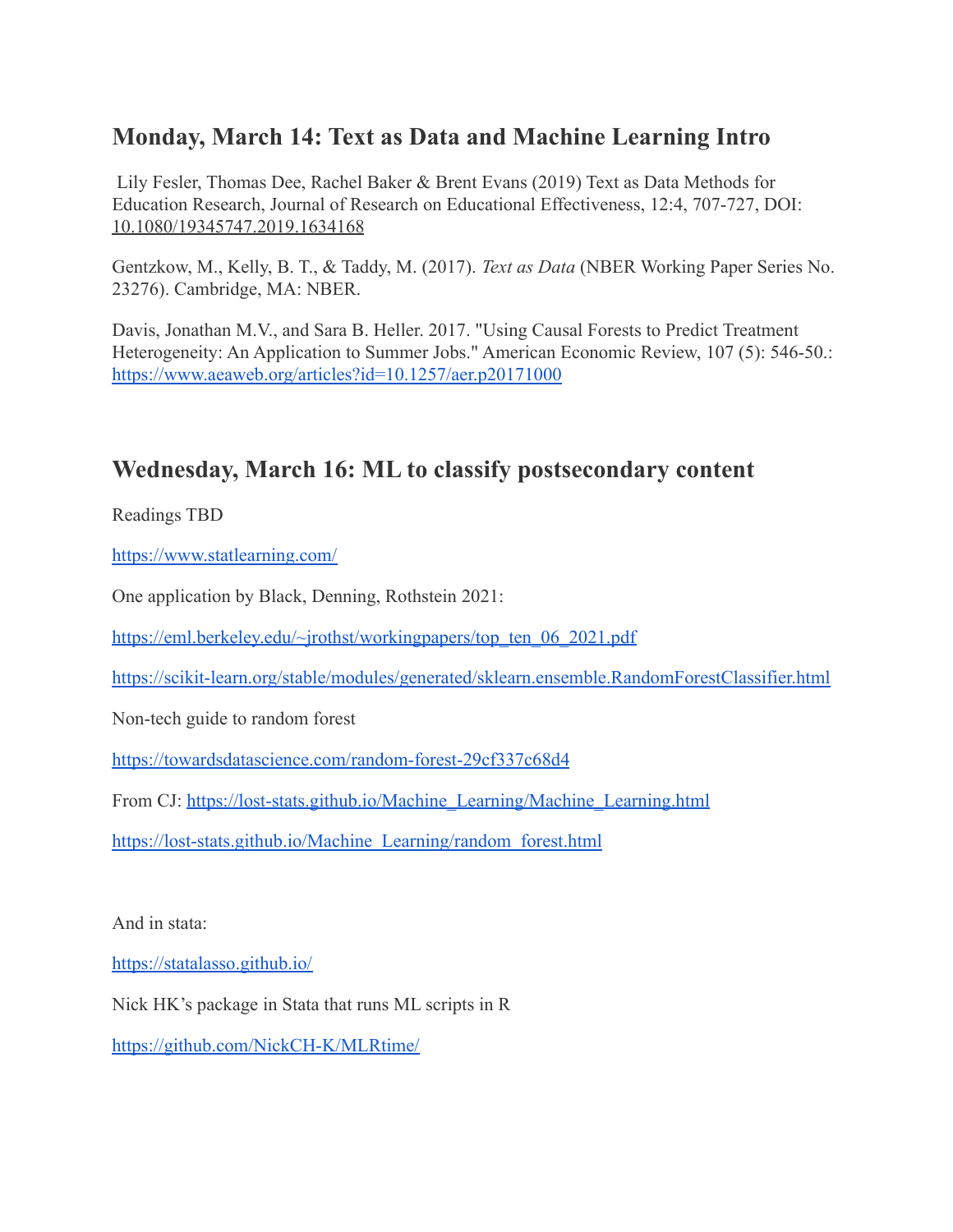## Monday, March 14: Text as Data and Machine Learning Intro

Lily Fesler, Thomas Dee, Rachel Baker & Brent Evans (2019) Text as Data Methods for Education Research, Journal of Research on Educational Effectiveness, 12:4, 707-727, DOI: 10.1080/19345747.2019.1634168

Gentzkow, M., Kelly, B. T., & Taddy, M. (2017). *Text as Data* (NBER Working Paper Series No. 23276). Cambridge, MA: NBER.

Davis, Jonathan M.V., and Sara B. Heller. 2017. "Using Causal Forests to Predict Treatment Heterogeneity: An Application to Summer Jobs." American Economic Review, 107 (5): 546-50.: https://www.aeaweb.org/articles?id=10.1257/aer.p20171000

## Wednesday, March 16: ML to classify postsecondary content

Readings TBD

https://www.statlearning.com/

One application by Black, Denning, Rothstein 2021:

https://eml.berkeley.edu/~jrothst/workingpapers/top_ten_06_2021.pdf

https://scikit-learn.org/stable/modules/generated/sklearn.ensemble.RandomForestClassifier.html

Non-tech guide to random forest

https://towardsdatascience.com/random-forest-29cf337c68d4

From CJ: https://lost-stats.github.io/Machine_Learning/Machine_Learning.html

https://lost-stats.github.io/Machine_Learning/random_forest.html

And in stata:

https://statalasso.github.io/

Nick HK's package in Stata that runs ML scripts in R

https://github.com/NickCH-K/MLRtime/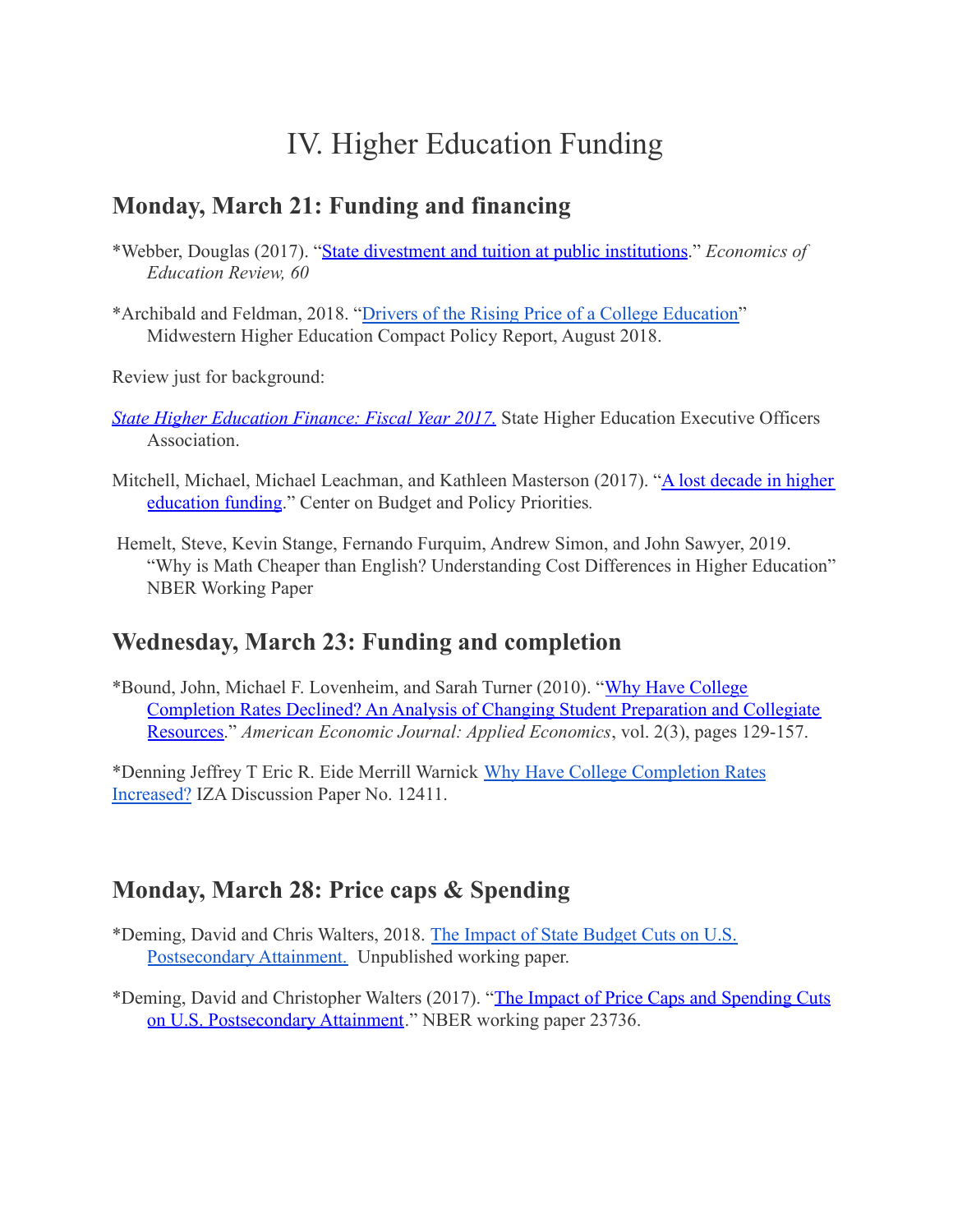# IV. Higher Education Funding

## Monday, March 21: Funding and financing

*Webber, Douglas (2017). "State divestment and tuition at public institutions." *Economics of Education Review, 60*

*Archibald and Feldman, 2018. "Drivers of the Rising Price of a College Education" Midwestern Higher Education Compact Policy Report, August 2018.

Review just for background:

*State Higher Education Finance: Fiscal Year 2017.* State Higher Education Executive Officers Association.

Mitchell, Michael, Michael Leachman, and Kathleen Masterson (2017). "A lost decade in higher education funding." Center on Budget and Policy Priorities.

Hemelt, Steve, Kevin Stange, Fernando Furquim, Andrew Simon, and John Sawyer, 2019. "Why is Math Cheaper than English? Understanding Cost Differences in Higher Education" NBER Working Paper

## Wednesday, March 23: Funding and completion

*Bound, John, Michael F. Lovenheim, and Sarah Turner (2010). "Why Have College Completion Rates Declined? An Analysis of Changing Student Preparation and Collegiate Resources." *American Economic Journal: Applied Economics*, vol. 2(3), pages 129-157.

*Denning Jeffrey T Eric R. Eide Merrill Warnick Why Have College Completion Rates Increased? IZA Discussion Paper No. 12411.

## Monday, March 28: Price caps & Spending

*Deming, David and Chris Walters, 2018. The Impact of State Budget Cuts on U.S. Postsecondary Attainment. Unpublished working paper.

*Deming, David and Christopher Walters (2017). "The Impact of Price Caps and Spending Cuts on U.S. Postsecondary Attainment." NBER working paper 23736.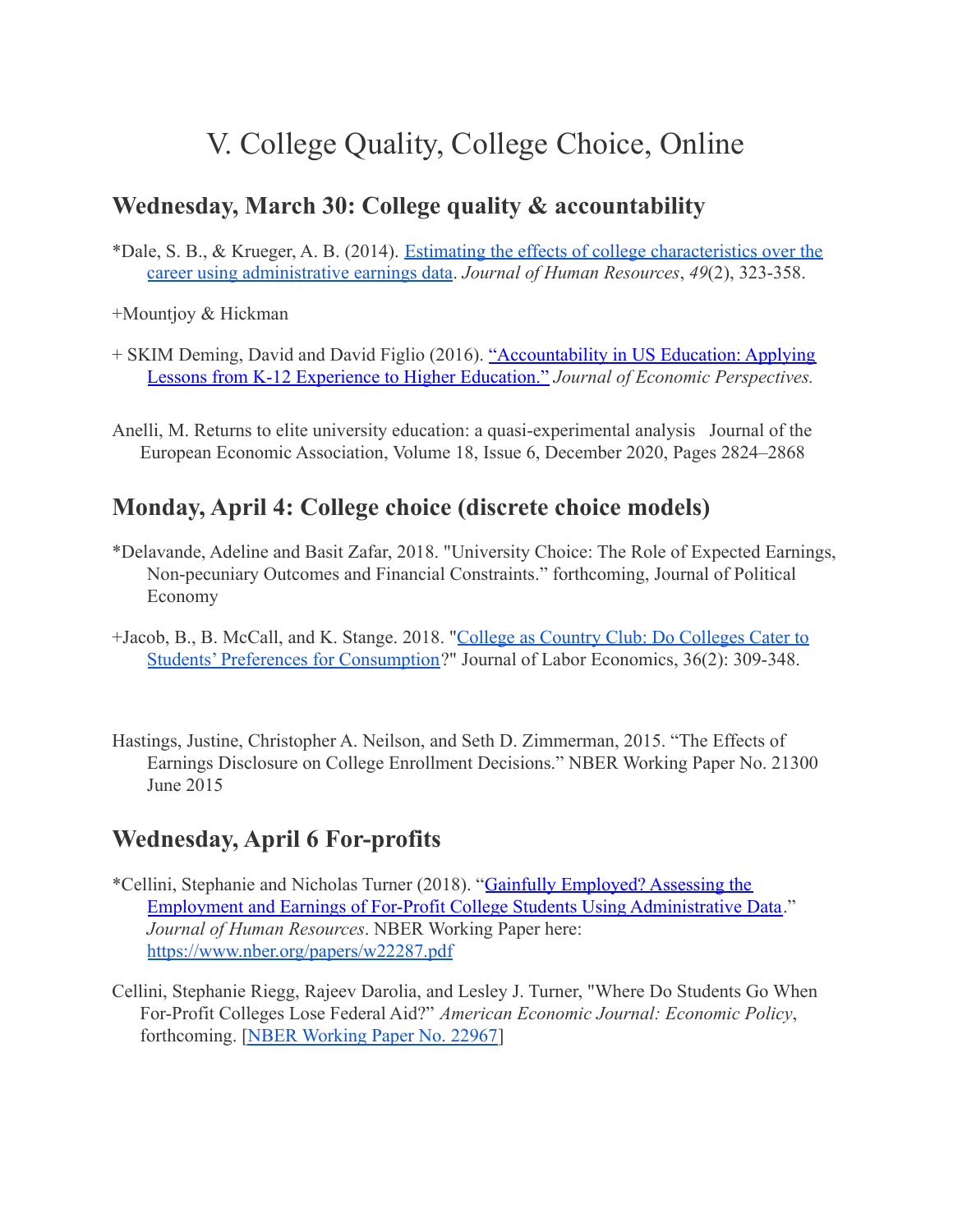# V. College Quality, College Choice, Online

## Wednesday, March 30: College quality & accountability

*Dale, S. B., & Krueger, A. B. (2014). [Estimating the effects of college characteristics over the career using administrative earnings data](). *Journal of Human Resources*, *49*(2), 323-358.

+Mountjoy & Hickman

+ SKIM Deming, David and David Figlio (2016). ["Accountability in US Education: Applying Lessons from K-12 Experience to Higher Education."]() *Journal of Economic Perspectives.*

Anelli, M. Returns to elite university education: a quasi-experimental analysis Journal of the European Economic Association, Volume 18, Issue 6, December 2020, Pages 2824–2868

## Monday, April 4: College choice (discrete choice models)

*Delavande, Adeline and Basit Zafar, 2018. "University Choice: The Role of Expected Earnings, Non-pecuniary Outcomes and Financial Constraints." forthcoming, Journal of Political Economy

+Jacob, B., B. McCall, and K. Stange. 2018. "[College as Country Club: Do Colleges Cater to Students' Preferences for Consumption]()?" Journal of Labor Economics, 36(2): 309-348.

Hastings, Justine, Christopher A. Neilson, and Seth D. Zimmerman, 2015. "The Effects of Earnings Disclosure on College Enrollment Decisions." NBER Working Paper No. 21300 June 2015

## Wednesday, April 6 For-profits

*Cellini, Stephanie and Nicholas Turner (2018). "[Gainfully Employed? Assessing the Employment and Earnings of For-Profit College Students Using Administrative Data]()." *Journal of Human Resources*. NBER Working Paper here: [https://www.nber.org/papers/w22287.pdf](https://www.nber.org/papers/w22287.pdf)

Cellini, Stephanie Riegg, Rajeev Darolia, and Lesley J. Turner, "Where Do Students Go When For-Profit Colleges Lose Federal Aid?" *American Economic Journal: Economic Policy*, forthcoming. [[NBER Working Paper No. 22967]()]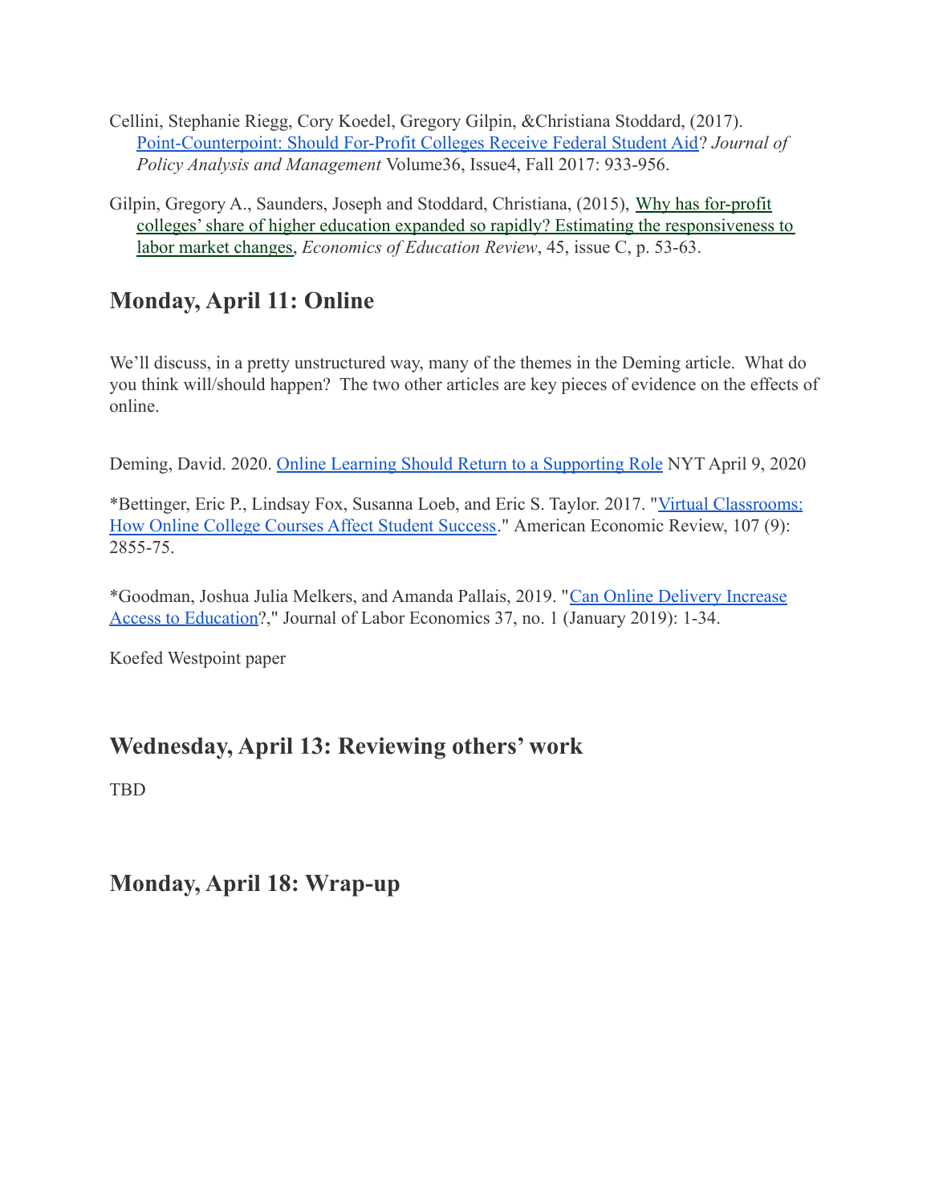Cellini, Stephanie Riegg, Cory Koedel, Gregory Gilpin, &Christiana Stoddard, (2017). Point-Counterpoint: Should For-Profit Colleges Receive Federal Student Aid? *Journal of Policy Analysis and Management* Volume36, Issue4, Fall 2017: 933-956.

Gilpin, Gregory A., Saunders, Joseph and Stoddard, Christiana, (2015), Why has for-profit colleges' share of higher education expanded so rapidly? Estimating the responsiveness to labor market changes, *Economics of Education Review*, 45, issue C, p. 53-63.

## Monday, April 11: Online

We'll discuss, in a pretty unstructured way, many of the themes in the Deming article. What do you think will/should happen? The two other articles are key pieces of evidence on the effects of online.

Deming, David. 2020. Online Learning Should Return to a Supporting Role NYT April 9, 2020

*Bettinger, Eric P., Lindsay Fox, Susanna Loeb, and Eric S. Taylor. 2017. "Virtual Classrooms: How Online College Courses Affect Student Success." American Economic Review, 107 (9): 2855-75.

*Goodman, Joshua Julia Melkers, and Amanda Pallais, 2019. "Can Online Delivery Increase Access to Education?," Journal of Labor Economics 37, no. 1 (January 2019): 1-34.

Koefed Westpoint paper

## Wednesday, April 13: Reviewing others' work

TBD

## Monday, April 18: Wrap-up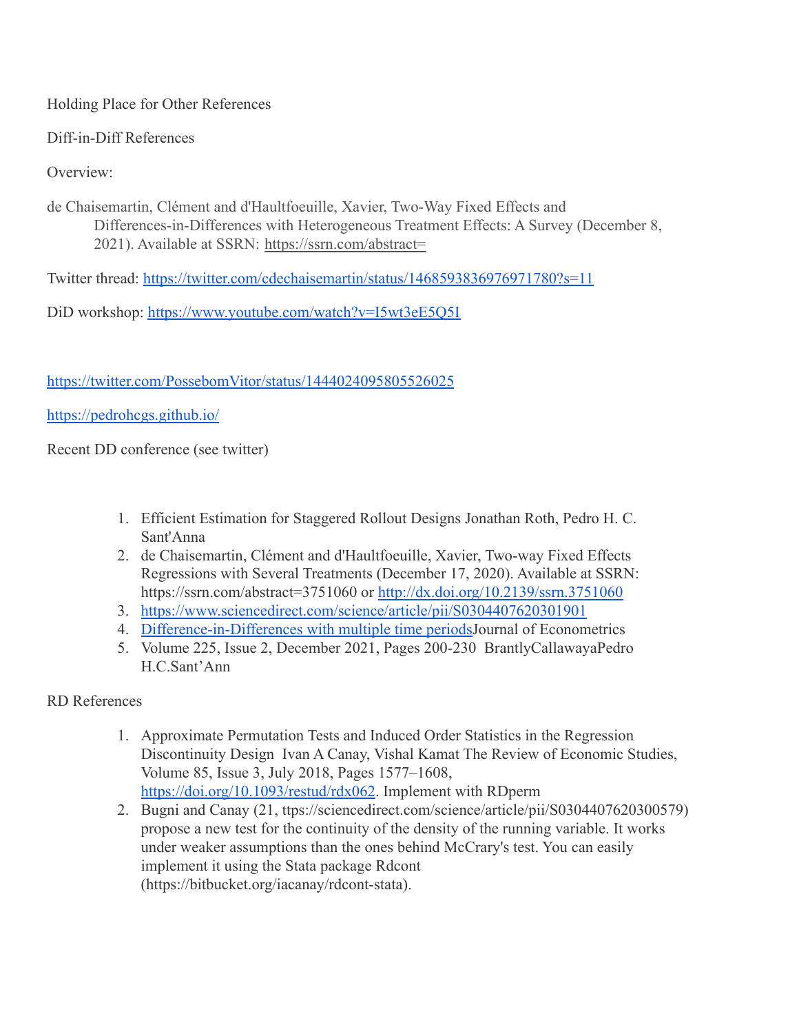Holding Place for Other References

Diff-in-Diff References

Overview:

de Chaisemartin, Clément and d'Haultfoeuille, Xavier, Two-Way Fixed Effects and Differences-in-Differences with Heterogeneous Treatment Effects: A Survey (December 8, 2021). Available at SSRN: https://ssrn.com/abstract=

Twitter thread: https://twitter.com/cdechaisemartin/status/1468593836976971780?s=11

DiD workshop: https://www.youtube.com/watch?v=I5wt3eE5Q5I

https://twitter.com/PossebomVitor/status/1444024095805526025

https://pedrohcgs.github.io/

Recent DD conference (see twitter)

1. Efficient Estimation for Staggered Rollout Designs Jonathan Roth, Pedro H. C. Sant'Anna
2. de Chaisemartin, Clément and d'Haultfoeuille, Xavier, Two-way Fixed Effects Regressions with Several Treatments (December 17, 2020). Available at SSRN: https://ssrn.com/abstract=3751060 or http://dx.doi.org/10.2139/ssrn.3751060
3. https://www.sciencedirect.com/science/article/pii/S0304407620301901
4. Difference-in-Differences with multiple time periodsJournal of Econometrics
5. Volume 225, Issue 2, December 2021, Pages 200-230 BrantlyCallawayaPedro H.C.Sant'Ann

RD References

1. Approximate Permutation Tests and Induced Order Statistics in the Regression Discontinuity Design Ivan A Canay, Vishal Kamat The Review of Economic Studies, Volume 85, Issue 3, July 2018, Pages 1577–1608, https://doi.org/10.1093/restud/rdx062. Implement with RDperm
2. Bugni and Canay (21, ttps://sciencedirect.com/science/article/pii/S0304407620300579) propose a new test for the continuity of the density of the running variable. It works under weaker assumptions than the ones behind McCrary's test. You can easily implement it using the Stata package Rdcont (https://bitbucket.org/iacanay/rdcont-stata).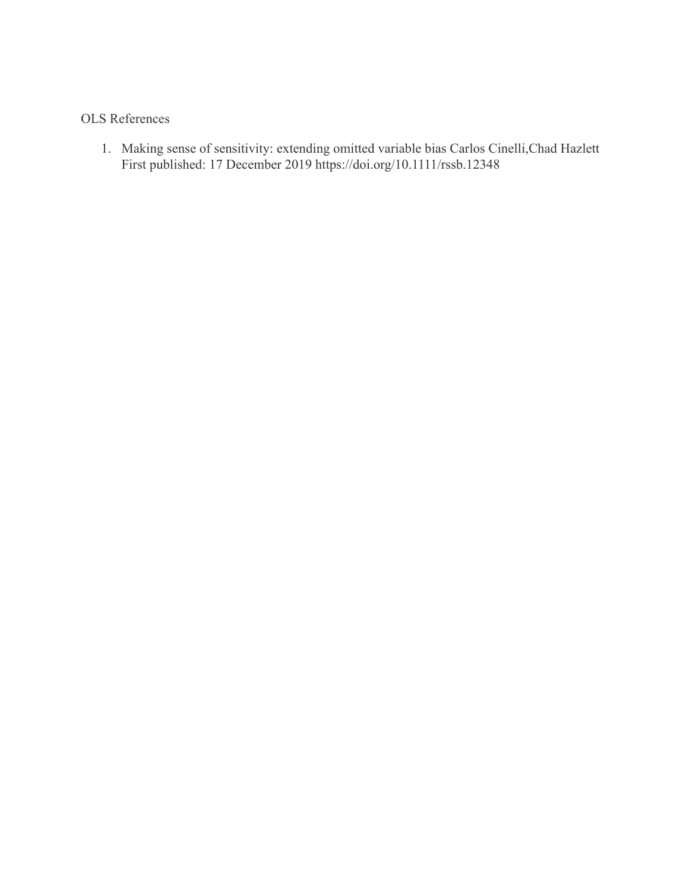OLS References

1. Making sense of sensitivity: extending omitted variable bias Carlos Cinelli,Chad Hazlett First published: 17 December 2019 https://doi.org/10.1111/rssb.12348